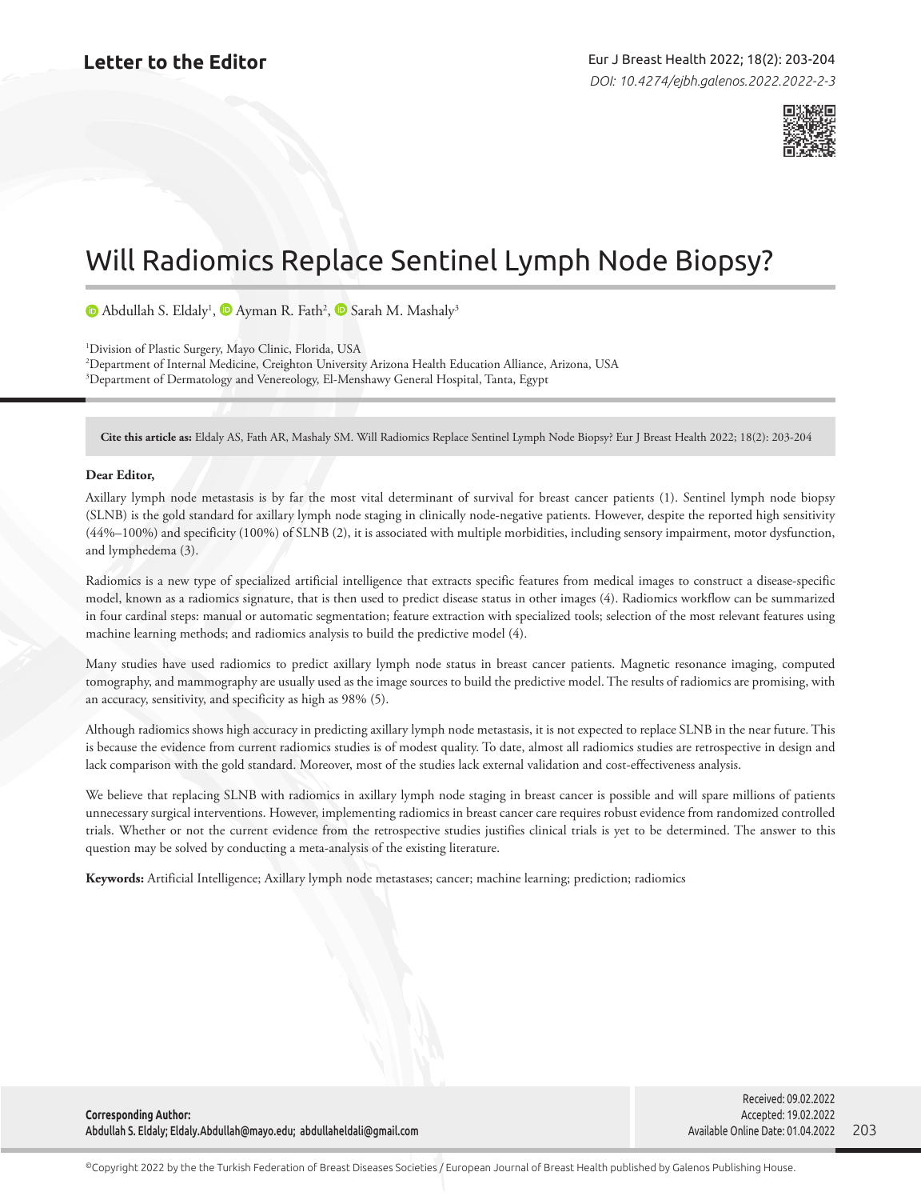Letter to the Editor

# Will Radiomics Replace Sentinel Lymph Node Biopsy?

Abdullah S. Eldaly[1], Ayman R. Fath[2], Sarah M. Mashaly[3]

[1]Division of Plastic Surgery, Mayo Clinic, Florida, USA
[2]Department of Internal Medicine, Creighton University Arizona Health Education Alliance, Arizona, USA
[3]Department of Dermatology and Venereology, El-Menshawy General Hospital, Tanta, Egypt

**Cite this article as:** Eldaly AS, Fath AR, Mashaly SM. Will Radiomics Replace Sentinel Lymph Node Biopsy? Eur J Breast Health 2022; 18(2): 203-204

**Dear Editor,**

Axillary lymph node metastasis is by far the most vital determinant of survival for breast cancer patients (1). Sentinel lymph node biopsy (SLNB) is the gold standard for axillary lymph node staging in clinically node-negative patients. However, despite the reported high sensitivity (44%–100%) and specificity (100%) of SLNB (2), it is associated with multiple morbidities, including sensory impairment, motor dysfunction, and lymphedema (3).

Radiomics is a new type of specialized artificial intelligence that extracts specific features from medical images to construct a disease-specific model, known as a radiomics signature, that is then used to predict disease status in other images (4). Radiomics workflow can be summarized in four cardinal steps: manual or automatic segmentation; feature extraction with specialized tools; selection of the most relevant features using machine learning methods; and radiomics analysis to build the predictive model (4).

Many studies have used radiomics to predict axillary lymph node status in breast cancer patients. Magnetic resonance imaging, computed tomography, and mammography are usually used as the image sources to build the predictive model. The results of radiomics are promising, with an accuracy, sensitivity, and specificity as high as 98% (5).

Although radiomics shows high accuracy in predicting axillary lymph node metastasis, it is not expected to replace SLNB in the near future. This is because the evidence from current radiomics studies is of modest quality. To date, almost all radiomics studies are retrospective in design and lack comparison with the gold standard. Moreover, most of the studies lack external validation and cost-effectiveness analysis.

We believe that replacing SLNB with radiomics in axillary lymph node staging in breast cancer is possible and will spare millions of patients unnecessary surgical interventions. However, implementing radiomics in breast cancer care requires robust evidence from randomized controlled trials. Whether or not the current evidence from the retrospective studies justifies clinical trials is yet to be determined. The answer to this question may be solved by conducting a meta-analysis of the existing literature.

**Keywords:** Artificial Intelligence; Axillary lymph node metastases; cancer; machine learning; prediction; radiomics

**Corresponding Author:**
Abdullah S. Eldaly; Eldaly.Abdullah@mayo.edu; abdullaheldali@gmail.com

Received: 09.02.2022
Accepted: 19.02.2022
Available Online Date: 01.04.2022

©Copyright 2022 by the the Turkish Federation of Breast Diseases Societies / European Journal of Breast Health published by Galenos Publishing House.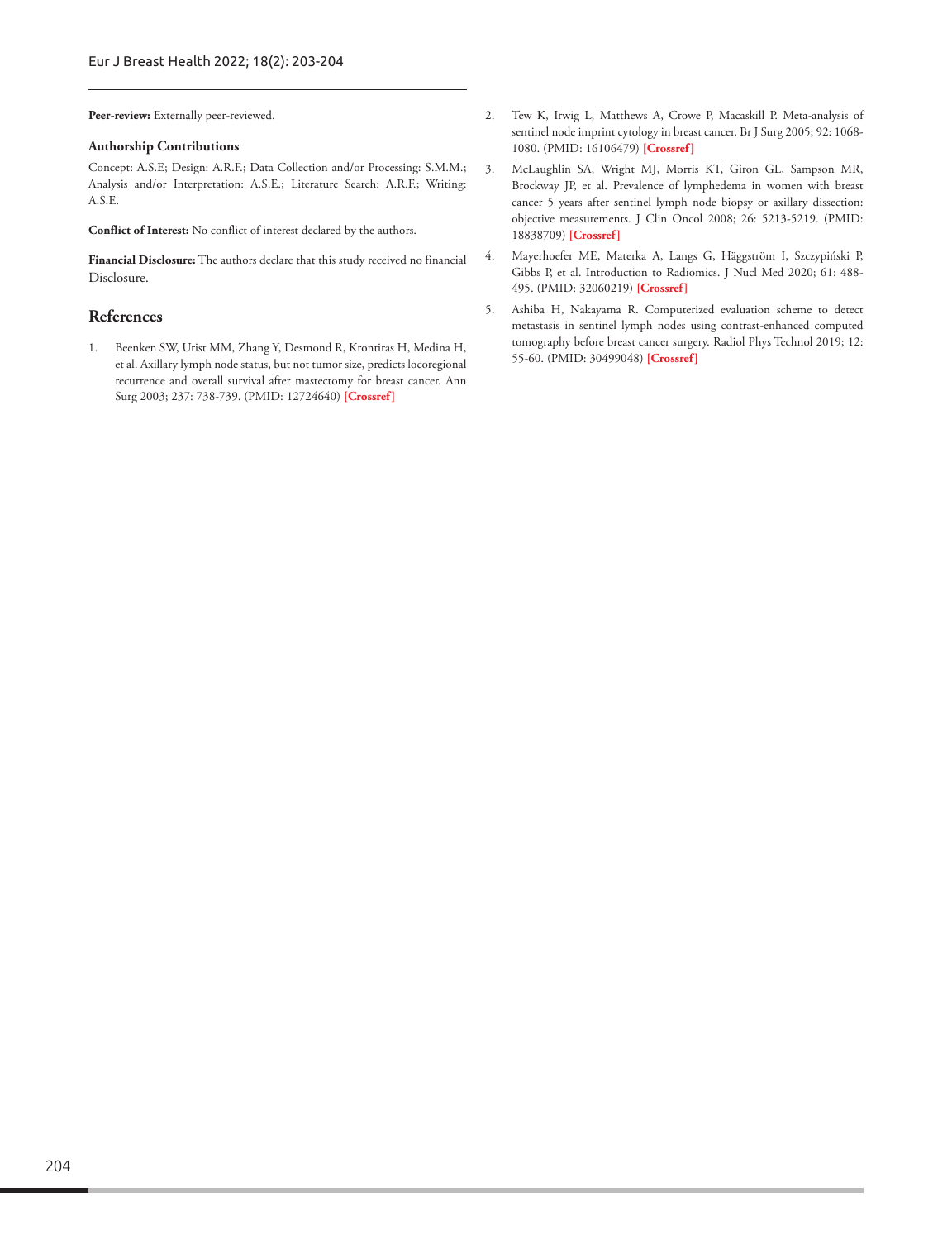**Peer-review:** Externally peer-reviewed.

**Authorship Contributions**

Concept: A.S.E; Design: A.R.F.; Data Collection and/or Processing: S.M.M.; Analysis and/or Interpretation: A.S.E.; Literature Search: A.R.F.; Writing: A.S.E.

**Conflict of Interest:** No conflict of interest declared by the authors.

**Financial Disclosure:** The authors declare that this study received no financial Disclosure.

## References

1. Beenken SW, Urist MM, Zhang Y, Desmond R, Krontiras H, Medina H, et al. Axillary lymph node status, but not tumor size, predicts locoregional recurrence and overall survival after mastectomy for breast cancer. Ann Surg 2003; 237: 738-739. (PMID: 12724640) **[Crossref]**
2. Tew K, Irwig L, Matthews A, Crowe P, Macaskill P. Meta-analysis of sentinel node imprint cytology in breast cancer. Br J Surg 2005; 92: 1068-1080. (PMID: 16106479) **[Crossref]**
3. McLaughlin SA, Wright MJ, Morris KT, Giron GL, Sampson MR, Brockway JP, et al. Prevalence of lymphedema in women with breast cancer 5 years after sentinel lymph node biopsy or axillary dissection: objective measurements. J Clin Oncol 2008; 26: 5213-5219. (PMID: 18838709) **[Crossref]**
4. Mayerhoefer ME, Materka A, Langs G, Häggström I, Szczypiński P, Gibbs P, et al. Introduction to Radiomics. J Nucl Med 2020; 61: 488-495. (PMID: 32060219) **[Crossref]**
5. Ashiba H, Nakayama R. Computerized evaluation scheme to detect metastasis in sentinel lymph nodes using contrast-enhanced computed tomography before breast cancer surgery. Radiol Phys Technol 2019; 12: 55-60. (PMID: 30499048) **[Crossref]**